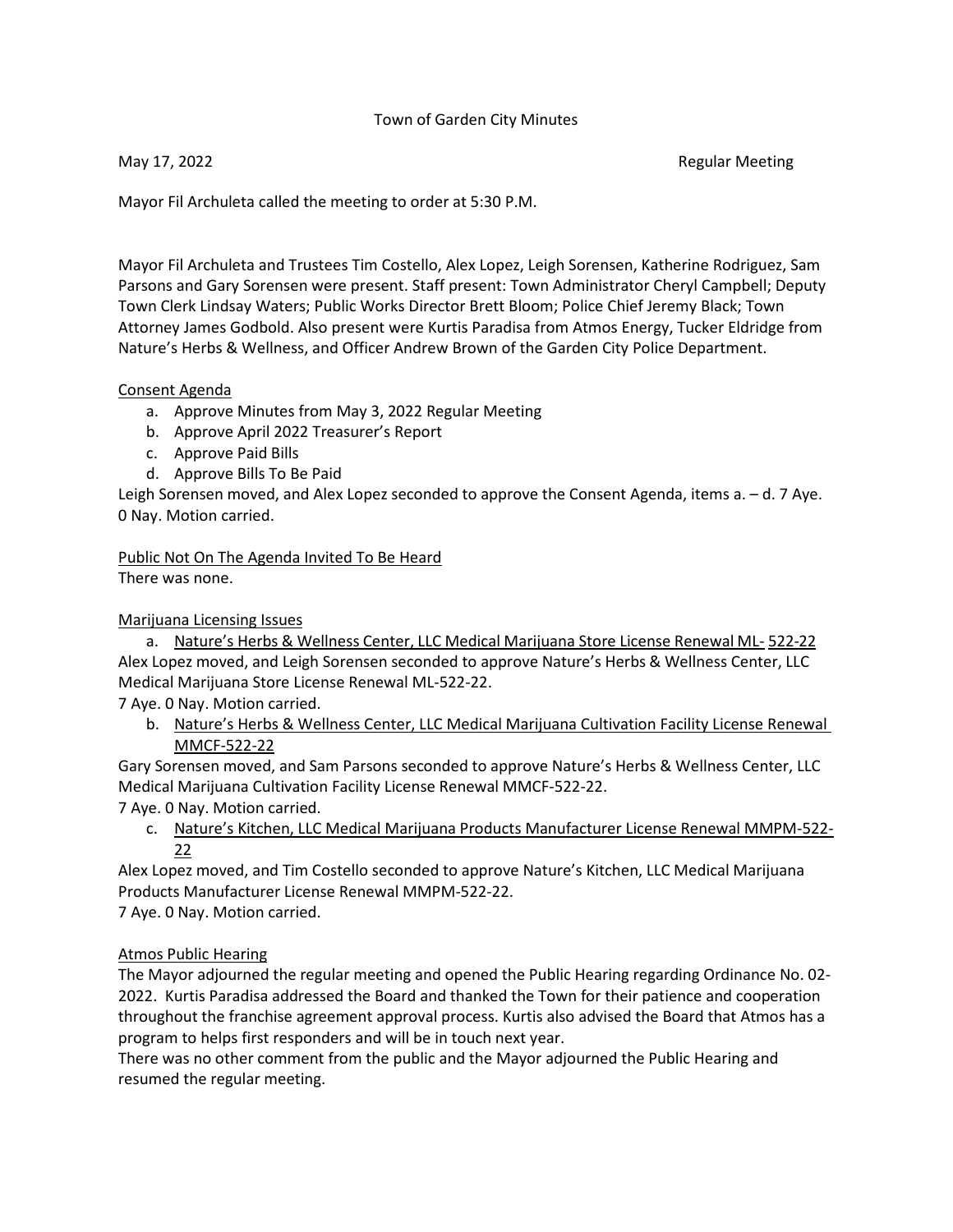Town of Garden City Minutes

May 17, 2022 Regular Meeting

Mayor Fil Archuleta called the meeting to order at 5:30 P.M.

Mayor Fil Archuleta and Trustees Tim Costello, Alex Lopez, Leigh Sorensen, Katherine Rodriguez, Sam Parsons and Gary Sorensen were present. Staff present: Town Administrator Cheryl Campbell; Deputy Town Clerk Lindsay Waters; Public Works Director Brett Bloom; Police Chief Jeremy Black; Town Attorney James Godbold. Also present were Kurtis Paradisa from Atmos Energy, Tucker Eldridge from Nature's Herbs & Wellness, and Officer Andrew Brown of the Garden City Police Department.

<u>Consent Agenda</u>

a. Approve Minutes from May 3, 2022 Regular Meeting
b. Approve April 2022 Treasurer's Report
c. Approve Paid Bills
d. Approve Bills To Be Paid

Leigh Sorensen moved, and Alex Lopez seconded to approve the Consent Agenda, items a. – d. 7 Aye. 0 Nay. Motion carried.

<u>Public Not On The Agenda Invited To Be Heard</u>

There was none.

<u>Marijuana Licensing Issues</u>

a. <u>Nature's Herbs & Wellness Center, LLC Medical Marijuana Store License Renewal ML- 522-22</u>

Alex Lopez moved, and Leigh Sorensen seconded to approve Nature's Herbs & Wellness Center, LLC Medical Marijuana Store License Renewal ML-522-22.

7 Aye. 0 Nay. Motion carried.

b. <u>Nature's Herbs & Wellness Center, LLC Medical Marijuana Cultivation Facility License Renewal MMCF-522-22</u>

Gary Sorensen moved, and Sam Parsons seconded to approve Nature's Herbs & Wellness Center, LLC Medical Marijuana Cultivation Facility License Renewal MMCF-522-22.

7 Aye. 0 Nay. Motion carried.

c. <u>Nature's Kitchen, LLC Medical Marijuana Products Manufacturer License Renewal MMPM-522-22</u>

Alex Lopez moved, and Tim Costello seconded to approve Nature's Kitchen, LLC Medical Marijuana Products Manufacturer License Renewal MMPM-522-22.

7 Aye. 0 Nay. Motion carried.

<u>Atmos Public Hearing</u>

The Mayor adjourned the regular meeting and opened the Public Hearing regarding Ordinance No. 02-2022. Kurtis Paradisa addressed the Board and thanked the Town for their patience and cooperation throughout the franchise agreement approval process. Kurtis also advised the Board that Atmos has a program to helps first responders and will be in touch next year.

There was no other comment from the public and the Mayor adjourned the Public Hearing and resumed the regular meeting.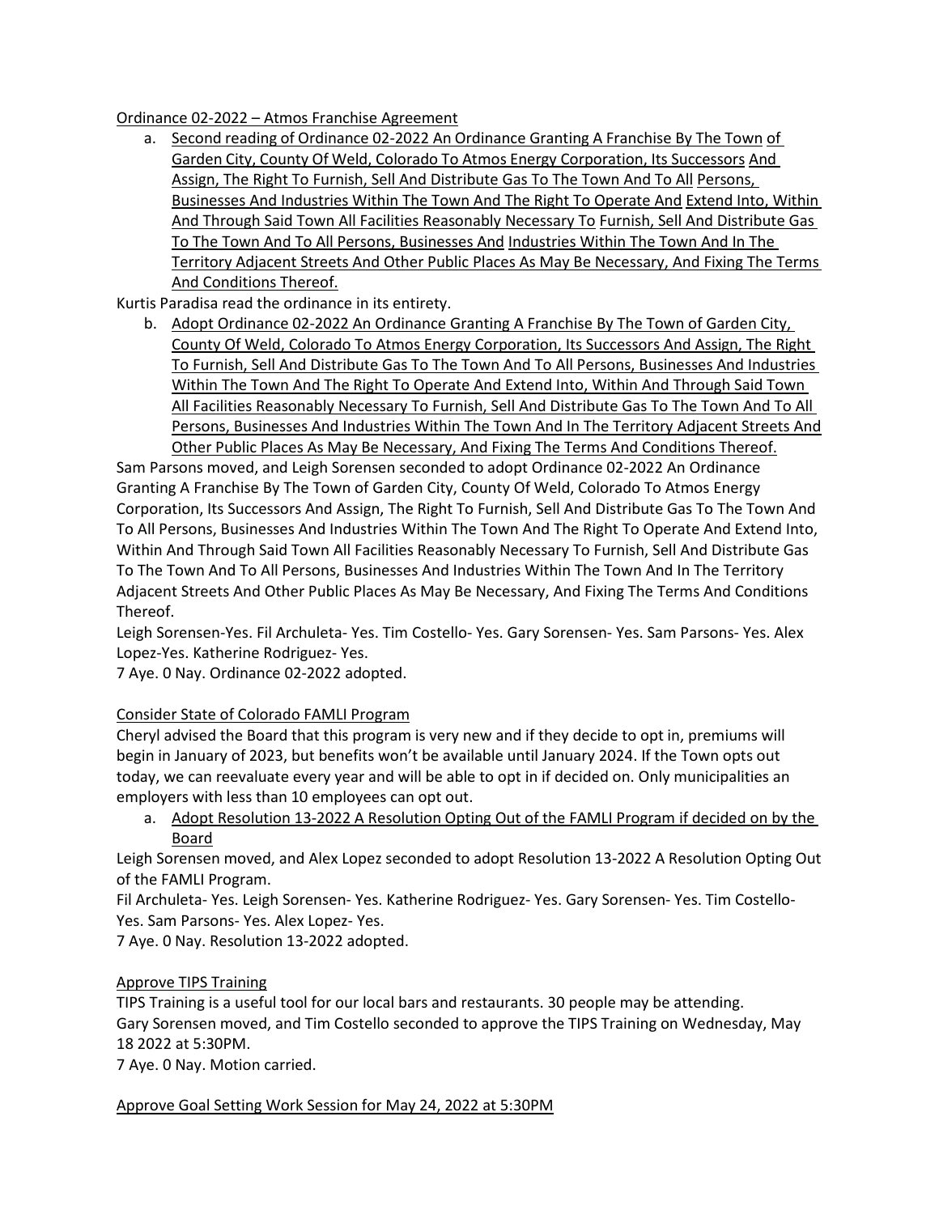Ordinance 02-2022 – Atmos Franchise Agreement

a. Second reading of Ordinance 02-2022 An Ordinance Granting A Franchise By The Town of Garden City, County Of Weld, Colorado To Atmos Energy Corporation, Its Successors And Assign, The Right To Furnish, Sell And Distribute Gas To The Town And To All Persons, Businesses And Industries Within The Town And The Right To Operate And Extend Into, Within And Through Said Town All Facilities Reasonably Necessary To Furnish, Sell And Distribute Gas To The Town And To All Persons, Businesses And Industries Within The Town And In The Territory Adjacent Streets And Other Public Places As May Be Necessary, And Fixing The Terms And Conditions Thereof.

Kurtis Paradisa read the ordinance in its entirety.

b. Adopt Ordinance 02-2022 An Ordinance Granting A Franchise By The Town of Garden City, County Of Weld, Colorado To Atmos Energy Corporation, Its Successors And Assign, The Right To Furnish, Sell And Distribute Gas To The Town And To All Persons, Businesses And Industries Within The Town And The Right To Operate And Extend Into, Within And Through Said Town All Facilities Reasonably Necessary To Furnish, Sell And Distribute Gas To The Town And To All Persons, Businesses And Industries Within The Town And In The Territory Adjacent Streets And Other Public Places As May Be Necessary, And Fixing The Terms And Conditions Thereof.

Sam Parsons moved, and Leigh Sorensen seconded to adopt Ordinance 02-2022 An Ordinance Granting A Franchise By The Town of Garden City, County Of Weld, Colorado To Atmos Energy Corporation, Its Successors And Assign, The Right To Furnish, Sell And Distribute Gas To The Town And To All Persons, Businesses And Industries Within The Town And The Right To Operate And Extend Into, Within And Through Said Town All Facilities Reasonably Necessary To Furnish, Sell And Distribute Gas To The Town And To All Persons, Businesses And Industries Within The Town And In The Territory Adjacent Streets And Other Public Places As May Be Necessary, And Fixing The Terms And Conditions Thereof.

Leigh Sorensen-Yes. Fil Archuleta- Yes. Tim Costello- Yes. Gary Sorensen- Yes. Sam Parsons- Yes. Alex Lopez-Yes. Katherine Rodriguez- Yes.

7 Aye. 0 Nay. Ordinance 02-2022 adopted.

Consider State of Colorado FAMLI Program

Cheryl advised the Board that this program is very new and if they decide to opt in, premiums will begin in January of 2023, but benefits won't be available until January 2024. If the Town opts out today, we can reevaluate every year and will be able to opt in if decided on. Only municipalities an employers with less than 10 employees can opt out.

a. Adopt Resolution 13-2022 A Resolution Opting Out of the FAMLI Program if decided on by the Board

Leigh Sorensen moved, and Alex Lopez seconded to adopt Resolution 13-2022 A Resolution Opting Out of the FAMLI Program.

Fil Archuleta- Yes. Leigh Sorensen- Yes. Katherine Rodriguez- Yes. Gary Sorensen- Yes. Tim Costello- Yes. Sam Parsons- Yes. Alex Lopez- Yes.

7 Aye. 0 Nay. Resolution 13-2022 adopted.

Approve TIPS Training

TIPS Training is a useful tool for our local bars and restaurants. 30 people may be attending.

Gary Sorensen moved, and Tim Costello seconded to approve the TIPS Training on Wednesday, May 18 2022 at 5:30PM.

7 Aye. 0 Nay. Motion carried.

Approve Goal Setting Work Session for May 24, 2022 at 5:30PM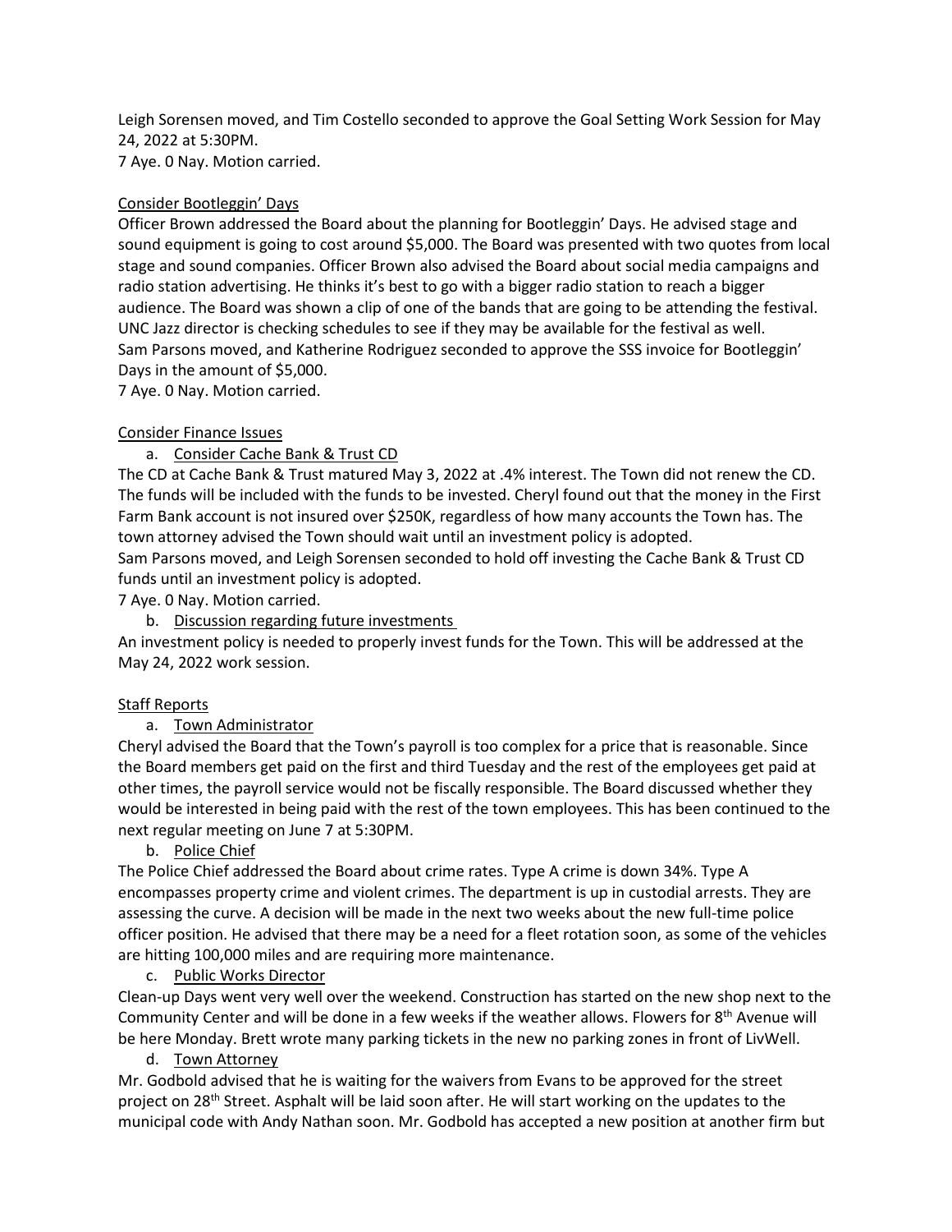Leigh Sorensen moved, and Tim Costello seconded to approve the Goal Setting Work Session for May 24, 2022 at 5:30PM.
7 Aye. 0 Nay. Motion carried.

Consider Bootleggin' Days

Officer Brown addressed the Board about the planning for Bootleggin' Days. He advised stage and sound equipment is going to cost around $5,000. The Board was presented with two quotes from local stage and sound companies. Officer Brown also advised the Board about social media campaigns and radio station advertising. He thinks it's best to go with a bigger radio station to reach a bigger audience. The Board was shown a clip of one of the bands that are going to be attending the festival. UNC Jazz director is checking schedules to see if they may be available for the festival as well.
Sam Parsons moved, and Katherine Rodriguez seconded to approve the SSS invoice for Bootleggin' Days in the amount of $5,000.
7 Aye. 0 Nay. Motion carried.

Consider Finance Issues

a. Consider Cache Bank & Trust CD

The CD at Cache Bank & Trust matured May 3, 2022 at .4% interest. The Town did not renew the CD. The funds will be included with the funds to be invested. Cheryl found out that the money in the First Farm Bank account is not insured over $250K, regardless of how many accounts the Town has. The town attorney advised the Town should wait until an investment policy is adopted.
Sam Parsons moved, and Leigh Sorensen seconded to hold off investing the Cache Bank & Trust CD funds until an investment policy is adopted.
7 Aye. 0 Nay. Motion carried.

b. Discussion regarding future investments

An investment policy is needed to properly invest funds for the Town. This will be addressed at the May 24, 2022 work session.

Staff Reports

a. Town Administrator

Cheryl advised the Board that the Town's payroll is too complex for a price that is reasonable. Since the Board members get paid on the first and third Tuesday and the rest of the employees get paid at other times, the payroll service would not be fiscally responsible. The Board discussed whether they would be interested in being paid with the rest of the town employees. This has been continued to the next regular meeting on June 7 at 5:30PM.

b. Police Chief

The Police Chief addressed the Board about crime rates. Type A crime is down 34%. Type A encompasses property crime and violent crimes. The department is up in custodial arrests. They are assessing the curve. A decision will be made in the next two weeks about the new full-time police officer position. He advised that there may be a need for a fleet rotation soon, as some of the vehicles are hitting 100,000 miles and are requiring more maintenance.

c. Public Works Director

Clean-up Days went very well over the weekend. Construction has started on the new shop next to the Community Center and will be done in a few weeks if the weather allows. Flowers for 8th Avenue will be here Monday. Brett wrote many parking tickets in the new no parking zones in front of LivWell.

d. Town Attorney

Mr. Godbold advised that he is waiting for the waivers from Evans to be approved for the street project on 28th Street. Asphalt will be laid soon after. He will start working on the updates to the municipal code with Andy Nathan soon. Mr. Godbold has accepted a new position at another firm but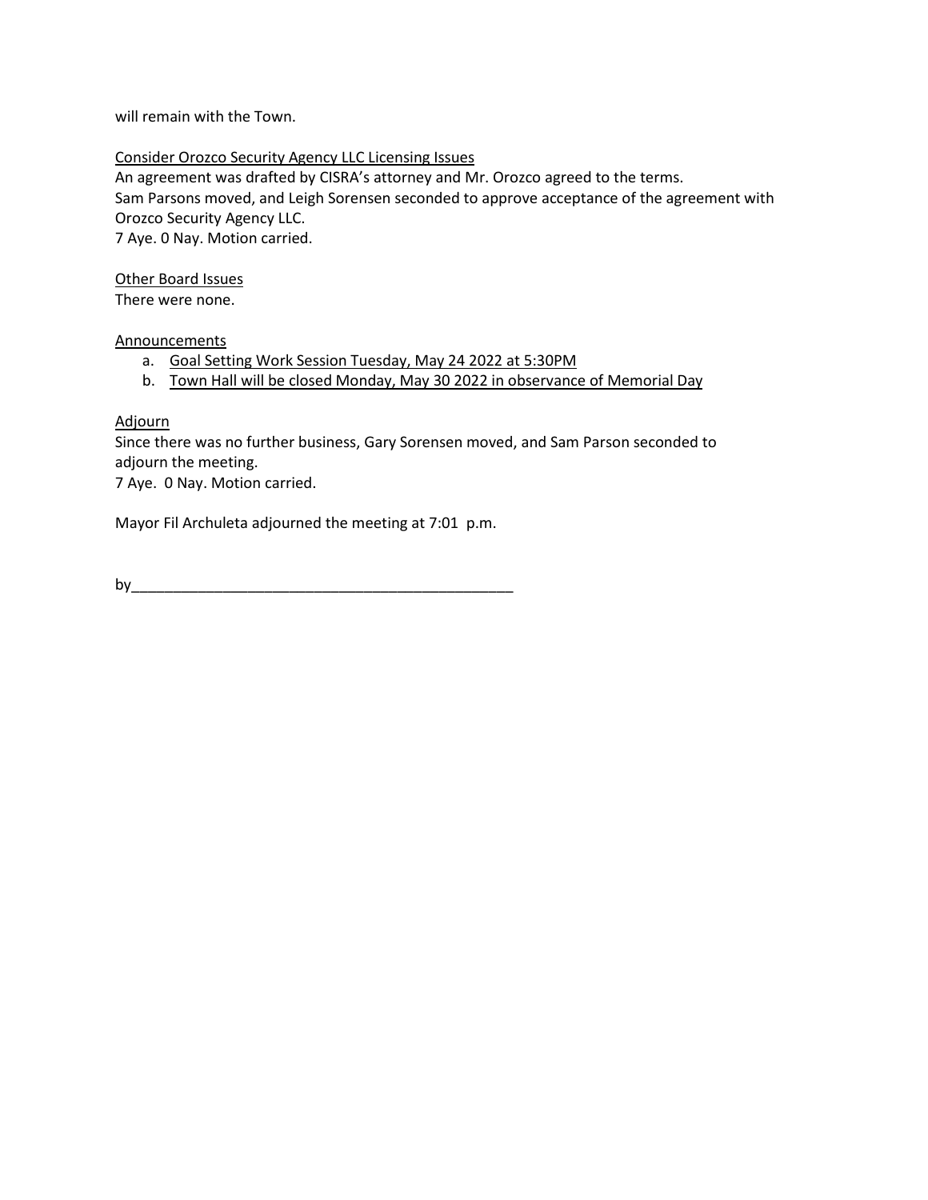will remain with the Town.

Consider Orozco Security Agency LLC Licensing Issues

An agreement was drafted by CISRA's attorney and Mr. Orozco agreed to the terms.
Sam Parsons moved, and Leigh Sorensen seconded to approve acceptance of the agreement with Orozco Security Agency LLC.
7 Aye. 0 Nay. Motion carried.

Other Board Issues

There were none.

Announcements

a. Goal Setting Work Session Tuesday, May 24 2022 at 5:30PM
b. Town Hall will be closed Monday, May 30 2022 in observance of Memorial Day

Adjourn

Since there was no further business, Gary Sorensen moved, and Sam Parson seconded to adjourn the meeting.
7 Aye. 0 Nay. Motion carried.

Mayor Fil Archuleta adjourned the meeting at 7:01 p.m.

by_______________________________________________